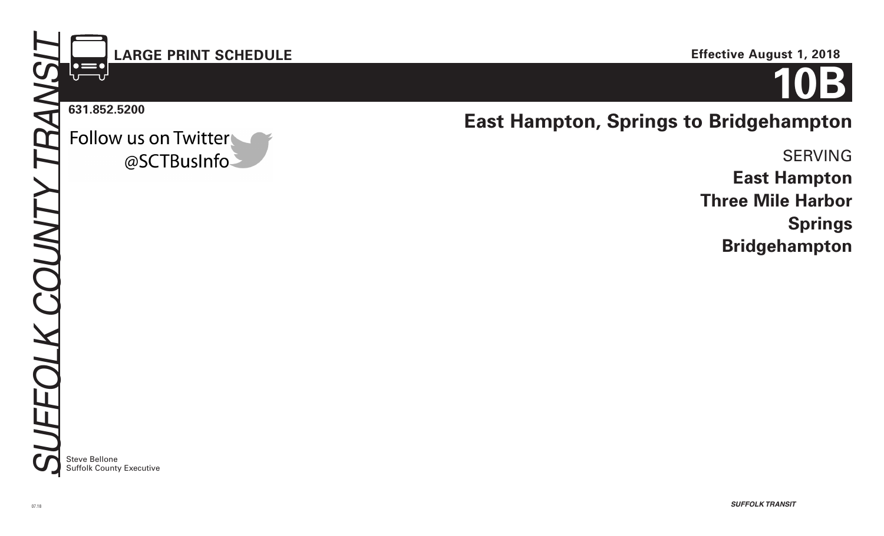SUFFOLK COUNTY TRANSIT

**LARGE PRINT SCHEDULE**

**Effective August 1, 2018**

# 10B

**631.852.5200**

Follow us on Twitter
@SCTBusInfo

## East Hampton, Springs to Bridgehampton

SERVING

**East Hampton**
**Three Mile Harbor**
**Springs**
**Bridgehampton**

Steve Bellone
Suffolk County Executive

07.18

***SUFFOLK TRANSIT***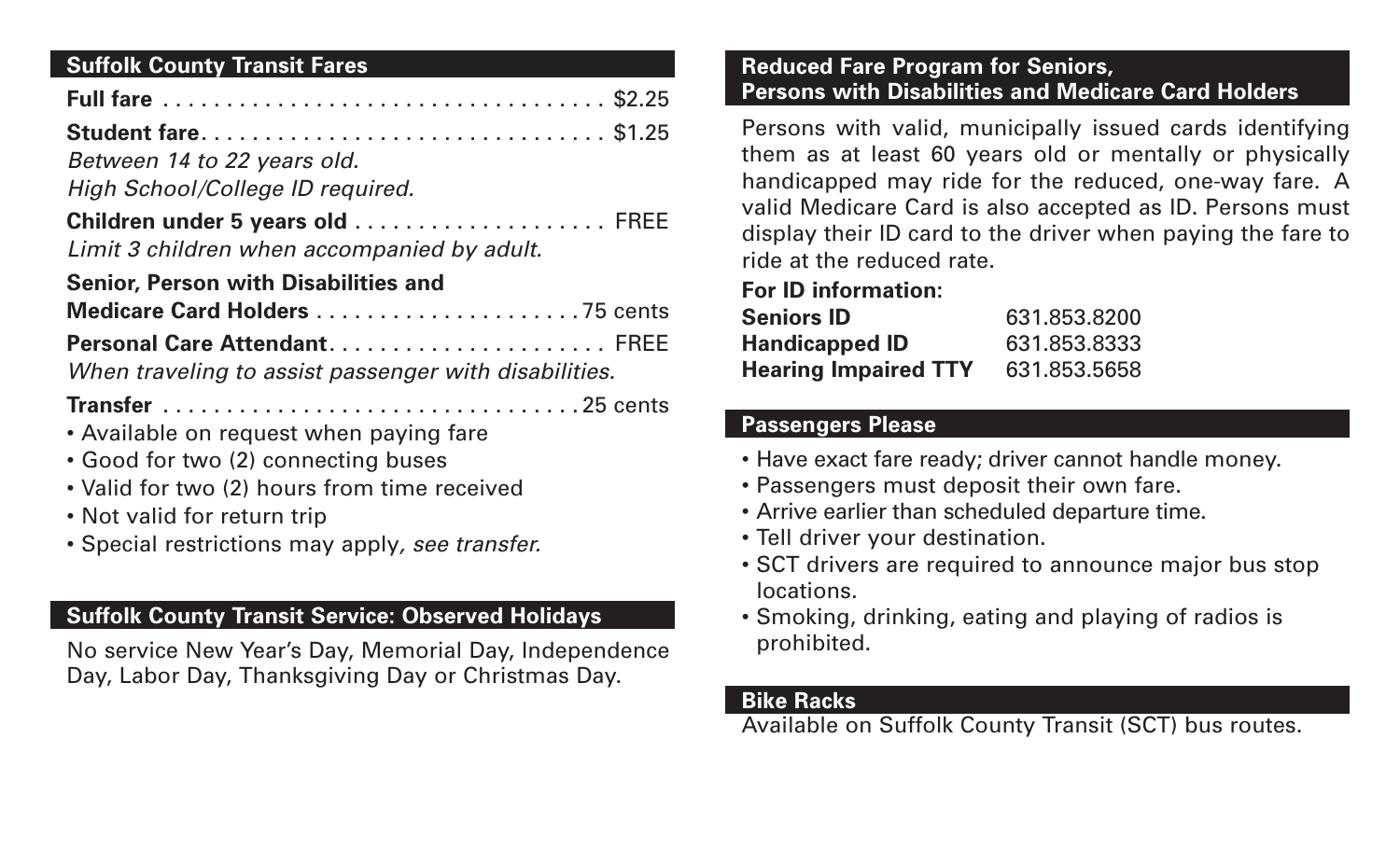## Suffolk County Transit Fares

**Full fare** . . . . . . . . . . . . . . . . . . . . . . . . . . . . . . . . . . . $2.25

**Student fare**. . . . . . . . . . . . . . . . . . . . . . . . . . . . . . . . $1.25
*Between 14 to 22 years old.*
*High School/College ID required.*

**Children under 5 years old** . . . . . . . . . . . . . . . . . . . FREE
*Limit 3 children when accompanied by adult.*

**Senior, Person with Disabilities and**
**Medicare Card Holders** . . . . . . . . . . . . . . . . . . . . .75 cents

**Personal Care Attendant**. . . . . . . . . . . . . . . . . . . . . . FREE
*When traveling to assist passenger with disabilities.*

**Transfer** . . . . . . . . . . . . . . . . . . . . . . . . . . . . . . . .25 cents

- Available on request when paying fare
- Good for two (2) connecting buses
- Valid for two (2) hours from time received
- Not valid for return trip
- Special restrictions may apply*, see transfer.*

## Suffolk County Transit Service: Observed Holidays

No service New Year's Day, Memorial Day, Independence Day, Labor Day, Thanksgiving Day or Christmas Day.

## Reduced Fare Program for Seniors, Persons with Disabilities and Medicare Card Holders

Persons with valid, municipally issued cards identifying them as at least 60 years old or mentally or physically handicapped may ride for the reduced, one-way fare. A valid Medicare Card is also accepted as ID. Persons must display their ID card to the driver when paying the fare to ride at the reduced rate.

**For ID information:**

| | |
|---|---|
| **Seniors ID** | 631.853.8200 |
| **Handicapped ID** | 631.853.8333 |
| **Hearing Impaired TTY** | 631.853.5658 |

## Passengers Please

- Have exact fare ready; driver cannot handle money.
- Passengers must deposit their own fare.
- Arrive earlier than scheduled departure time.
- Tell driver your destination.
- SCT drivers are required to announce major bus stop locations.
- Smoking, drinking, eating and playing of radios is prohibited.

## Bike Racks

Available on Suffolk County Transit (SCT) bus routes.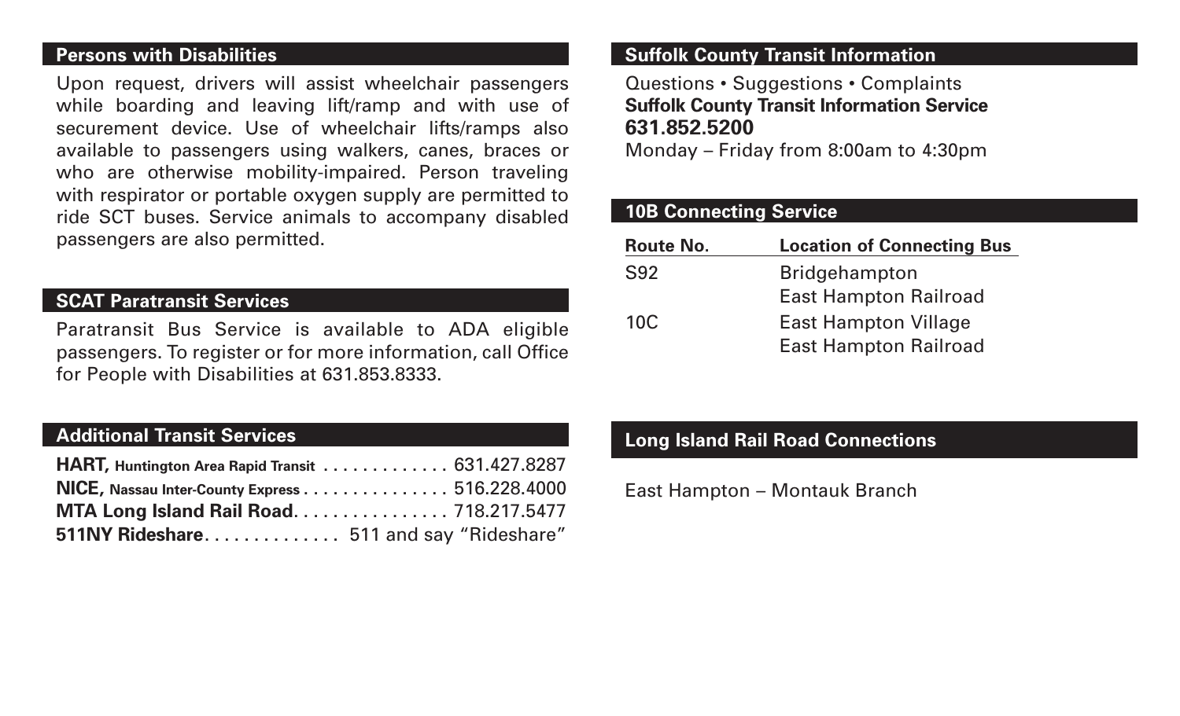## Persons with Disabilities

Upon request, drivers will assist wheelchair passengers while boarding and leaving lift/ramp and with use of securement device. Use of wheelchair lifts/ramps also available to passengers using walkers, canes, braces or who are otherwise mobility-impaired. Person traveling with respirator or portable oxygen supply are permitted to ride SCT buses. Service animals to accompany disabled passengers are also permitted.

## SCAT Paratransit Services

Paratransit Bus Service is available to ADA eligible passengers. To register or for more information, call Office for People with Disabilities at 631.853.8333.

## Additional Transit Services

**HART,** **Huntington Area Rapid Transit** . . . . . . . . . . . . . 631.427.8287
**NICE,** **Nassau Inter-County Express** . . . . . . . . . . . . . . . 516.228.4000
**MTA Long Island Rail Road**. . . . . . . . . . . . . . . . 718.217.5477
**511NY Rideshare**. . . . . . . . . . . . . 511 and say "Rideshare"

## Suffolk County Transit Information

Questions • Suggestions • Complaints
**Suffolk County Transit Information Service**
**631.852.5200**
Monday – Friday from 8:00am to 4:30pm

## 10B Connecting Service

| Route No. | Location of Connecting Bus |
|---|---|
| S92 | Bridgehampton<br>East Hampton Railroad |
| 10C | East Hampton Village<br>East Hampton Railroad |

## Long Island Rail Road Connections

East Hampton – Montauk Branch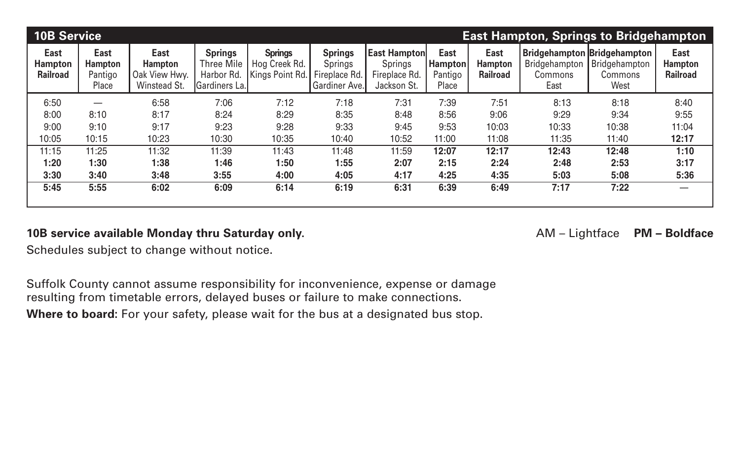| **10B Service** | | | | | | | | | | | **East Hampton, Springs to Bridgehampton** |
|---|---|---|---|---|---|---|---|---|---|---|---|
| **East Hampton Railroad** | **East Hampton** Pantigo Place | **East Hampton** Oak View Hwy. Winstead St. | **Springs** Three Mile Harbor Rd. Gardiners La. | **Springs** Hog Creek Rd. Kings Point Rd. | **Springs** Springs Fireplace Rd. Gardiner Ave. | **East Hampton** Springs Fireplace Rd. Jackson St. | **East Hampton** Pantigo Place | **East Hampton Railroad** | **Bridgehampton** Bridgehampton Commons East | **Bridgehampton** Bridgehampton Commons West | **East Hampton Railroad** |
| 6:50 | — | 6:58 | 7:06 | 7:12 | 7:18 | 7:31 | 7:39 | 7:51 | 8:13 | 8:18 | 8:40 |
| 8:00 | 8:10 | 8:17 | 8:24 | 8:29 | 8:35 | 8:48 | 8:56 | 9:06 | 9:29 | 9:34 | 9:55 |
| 9:00 | 9:10 | 9:17 | 9:23 | 9:28 | 9:33 | 9:45 | 9:53 | 10:03 | 10:33 | 10:38 | 11:04 |
| 10:05 | 10:15 | 10:23 | 10:30 | 10:35 | 10:40 | 10:52 | 11:00 | 11:08 | 11:35 | 11:40 | **12:17** |
| 11:15 | 11:25 | 11:32 | 11:39 | 11:43 | 11:48 | 11:59 | **12:07** | **12:17** | **12:43** | **12:48** | **1:10** |
| **1:20** | **1:30** | **1:38** | **1:46** | **1:50** | **1:55** | **2:07** | **2:15** | **2:24** | **2:48** | **2:53** | **3:17** |
| **3:30** | **3:40** | **3:48** | **3:55** | **4:00** | **4:05** | **4:17** | **4:25** | **4:35** | **5:03** | **5:08** | **5:36** |
| **5:45** | **5:55** | **6:02** | **6:09** | **6:14** | **6:19** | **6:31** | **6:39** | **6:49** | **7:17** | **7:22** | — |

**10B service available Monday thru Saturday only.**

AM – Lightface **PM – Boldface**

Schedules subject to change without notice.

Suffolk County cannot assume responsibility for inconvenience, expense or damage resulting from timetable errors, delayed buses or failure to make connections.

**Where to board:** For your safety, please wait for the bus at a designated bus stop.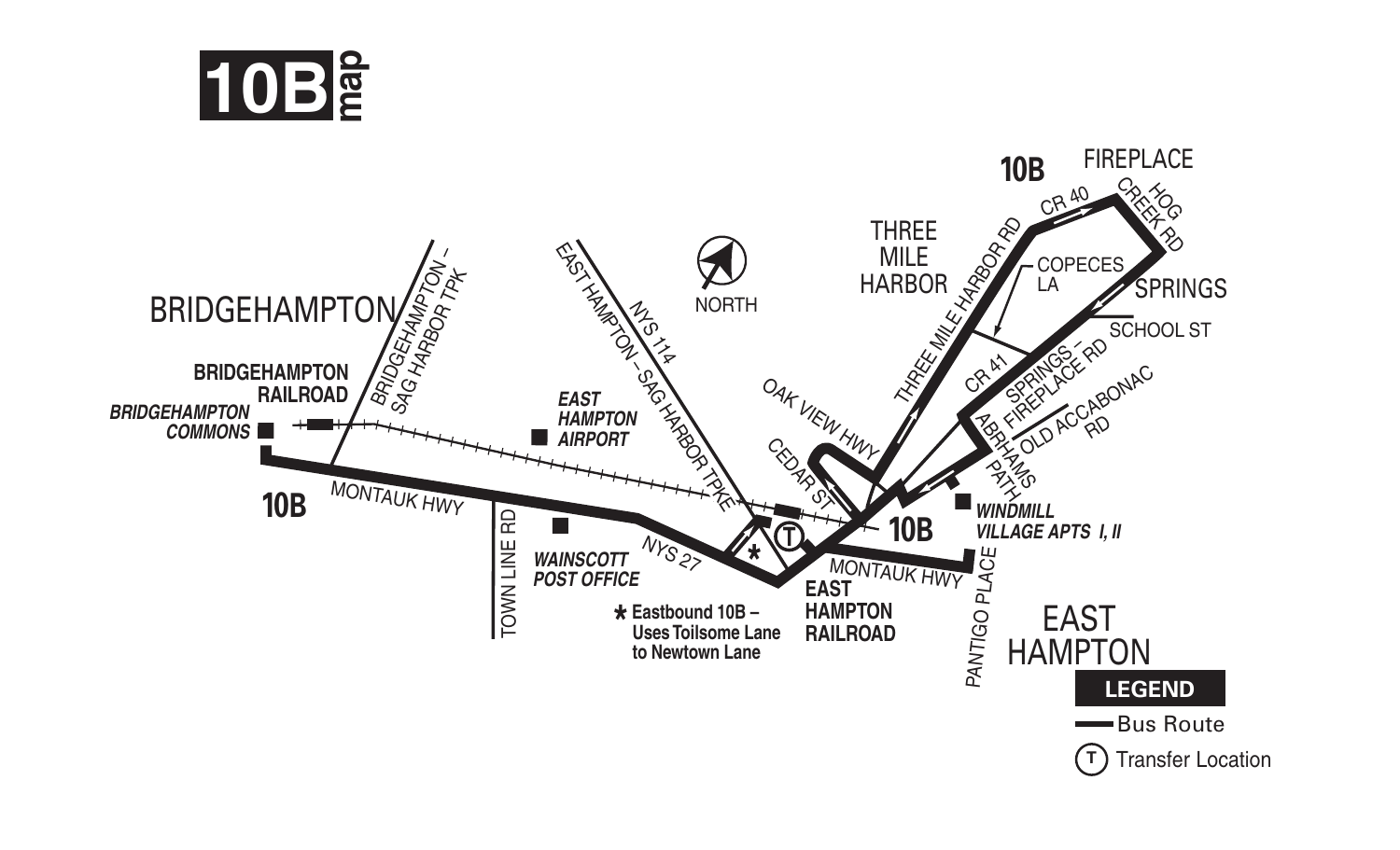# 10B map

10B

FIREPLACE

CR 40

HOG CREEK RD

THREE MILE HARBOR

THREE MILE HARBOR RD

COPECES LA

SPRINGS

SCHOOL ST

NORTH

BRIDGEHAMPTON

BRIDGEHAMPTON – SAG HARBOR TPK

EAST HAMPTON – SAG HARBOR TPKE

NYS 114

CR 41

SPRINGS – FIREPLACE RD

OAK VIEW HWY

OLD ACCABONAC RD

ABRHAMS PATH

**BRIDGEHAMPTON RAILROAD**

***BRIDGEHAMPTON COMMONS***

***EAST HAMPTON AIRPORT***

CEDAR ST

10B

MONTAUK HWY

TOWN LINE RD

***WAINSCOTT POST OFFICE***

NYS 27

**EAST HAMPTON RAILROAD**

MONTAUK HWY

***WINDMILL VILLAGE APTS I, II***

10B

PANTIGO PLACE

EAST HAMPTON

**\* Eastbound 10B – Uses Toilsome Lane to Newtown Lane**

**LEGEND**

Bus Route

(T) Transfer Location